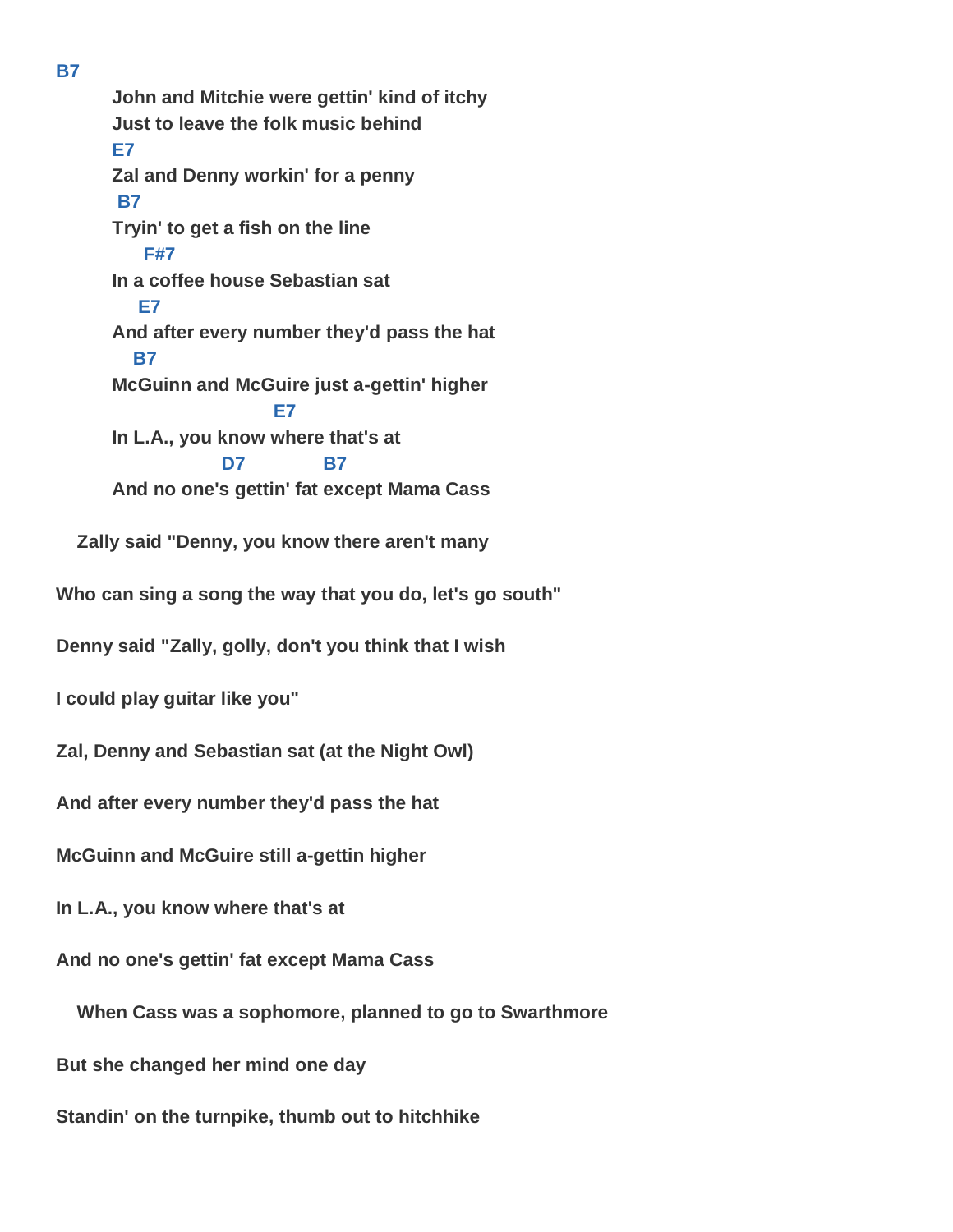```
B7
        John and Mitchie were gettin' kind of itchy
        Just to leave the folk music behind
        E7
        Zal and Denny workin' for a penny
         B7
        Tryin' to get a fish on the line
             F#7
        In a coffee house Sebastian sat
            E7
        And after every number they'd pass the hat
           B7
        McGuinn and McGuire just a-gettin' higher
                              E7
        In L.A., you know where that's at
                          D7            B7
        And no one's gettin' fat except Mama Cass
```

Zally said "Denny, you know there aren't many

Who can sing a song the way that you do, let's go south"

Denny said "Zally, golly, don't you think that I wish

I could play guitar like you"

Zal, Denny and Sebastian sat (at the Night Owl)

And after every number they'd pass the hat

McGuinn and McGuire still a-gettin higher

In L.A., you know where that's at

And no one's gettin' fat except Mama Cass

When Cass was a sophomore, planned to go to Swarthmore

But she changed her mind one day

Standin' on the turnpike, thumb out to hitchhike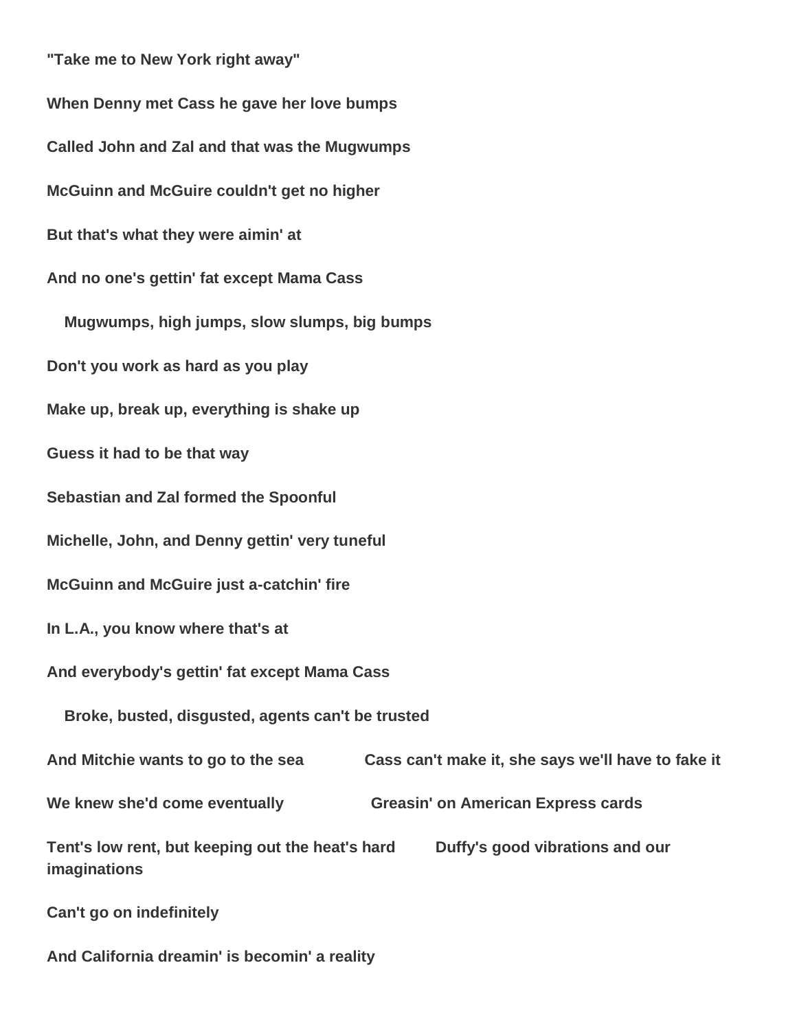**"Take me to New York right away"**

**When Denny met Cass he gave her love bumps**

**Called John and Zal and that was the Mugwumps**

**McGuinn and McGuire couldn't get no higher**

**But that's what they were aimin' at**

**And no one's gettin' fat except Mama Cass**

**Mugwumps, high jumps, slow slumps, big bumps**

**Don't you work as hard as you play**

**Make up, break up, everything is shake up**

**Guess it had to be that way**

**Sebastian and Zal formed the Spoonful**

**Michelle, John, and Denny gettin' very tuneful**

**McGuinn and McGuire just a-catchin' fire**

**In L.A., you know where that's at**

**And everybody's gettin' fat except Mama Cass**

**Broke, busted, disgusted, agents can't be trusted**

**And Mitchie wants to go to the sea**

**We knew she'd come eventually**

**Tent's low rent, but keeping out the heat's hard**

**Cass can't make it, she says we'll have to fake it**

**Greasin' on American Express cards**

**Duffy's good vibrations and our imaginations**

**Can't go on indefinitely**

**And California dreamin' is becomin' a reality**